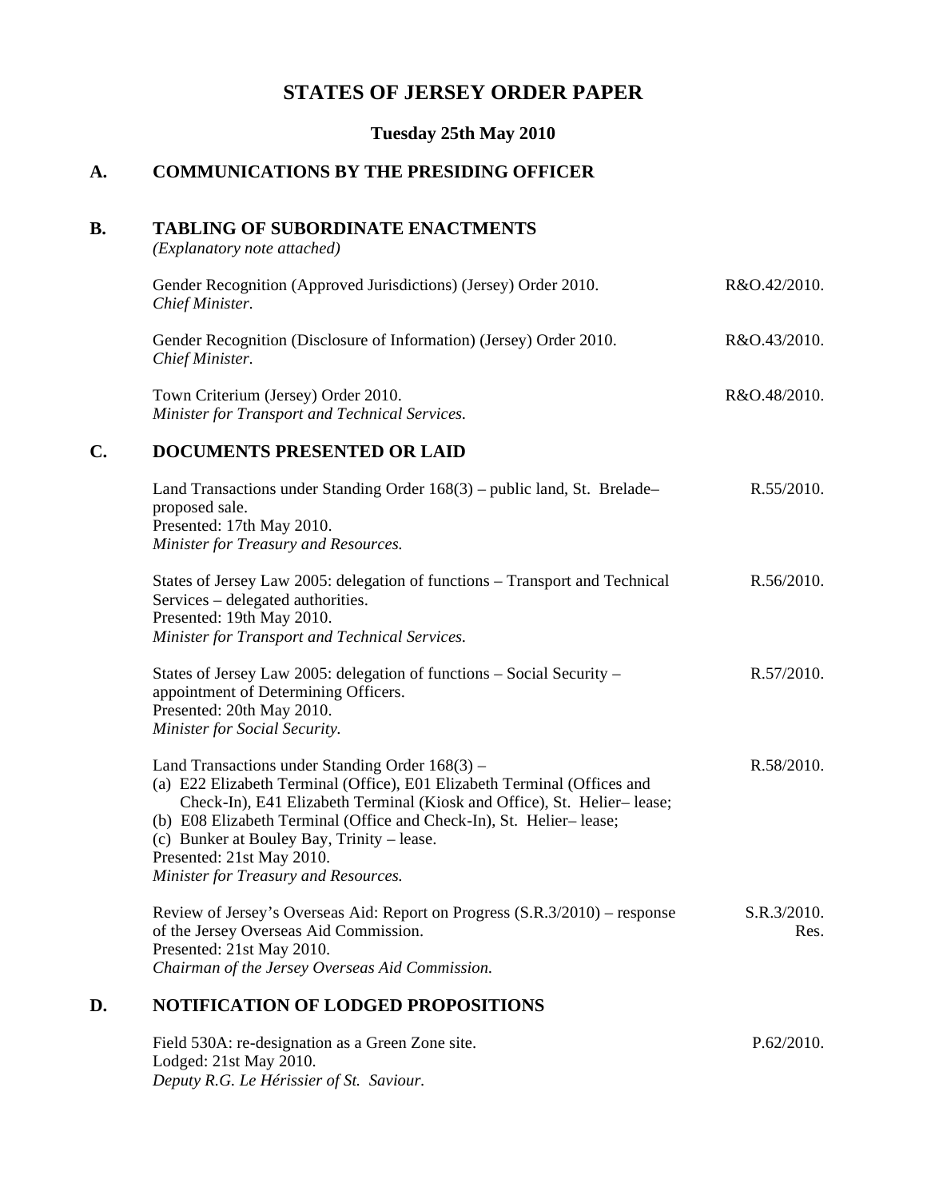# STATES OF JERSEY ORDER PAPER

## Tuesday 25th May 2010

## A. COMMUNICATIONS BY THE PRESIDING OFFICER

## B. TABLING OF SUBORDINATE ENACTMENTS

*(Explanatory note attached)*

Gender Recognition (Approved Jurisdictions) (Jersey) Order 2010. R&O.42/2010.
*Chief Minister.*

Gender Recognition (Disclosure of Information) (Jersey) Order 2010. R&O.43/2010.
*Chief Minister.*

Town Criterium (Jersey) Order 2010. R&O.48/2010.
*Minister for Transport and Technical Services.*

## C. DOCUMENTS PRESENTED OR LAID

Land Transactions under Standing Order 168(3) – public land, St. Brelade– proposed sale. R.55/2010.
Presented: 17th May 2010.
*Minister for Treasury and Resources.*

States of Jersey Law 2005: delegation of functions – Transport and Technical Services – delegated authorities. R.56/2010.
Presented: 19th May 2010.
*Minister for Transport and Technical Services.*

States of Jersey Law 2005: delegation of functions – Social Security – appointment of Determining Officers. R.57/2010.
Presented: 20th May 2010.
*Minister for Social Security.*

Land Transactions under Standing Order 168(3) – R.58/2010.
(a) E22 Elizabeth Terminal (Office), E01 Elizabeth Terminal (Offices and Check-In), E41 Elizabeth Terminal (Kiosk and Office), St. Helier– lease;
(b) E08 Elizabeth Terminal (Office and Check-In), St. Helier– lease;
(c) Bunker at Bouley Bay, Trinity – lease.
Presented: 21st May 2010.
*Minister for Treasury and Resources.*

Review of Jersey's Overseas Aid: Report on Progress (S.R.3/2010) – response of the Jersey Overseas Aid Commission. S.R.3/2010. Res.
Presented: 21st May 2010.
*Chairman of the Jersey Overseas Aid Commission.*

## D. NOTIFICATION OF LODGED PROPOSITIONS

Field 530A: re-designation as a Green Zone site. P.62/2010.
Lodged: 21st May 2010.
*Deputy R.G. Le Hérissier of St. Saviour.*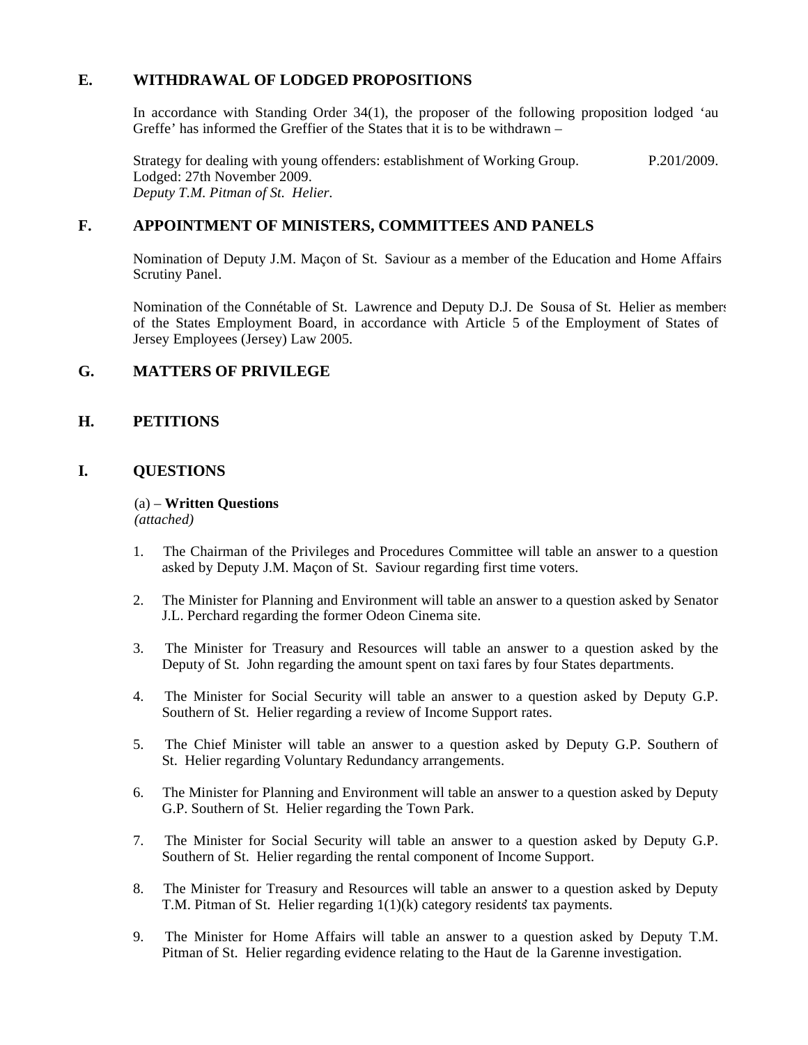## E. WITHDRAWAL OF LODGED PROPOSITIONS

In accordance with Standing Order 34(1), the proposer of the following proposition lodged 'au Greffe' has informed the Greffier of the States that it is to be withdrawn –

Strategy for dealing with young offenders: establishment of Working Group. P.201/2009.
Lodged: 27th November 2009.
*Deputy T.M. Pitman of St. Helier.*

## F. APPOINTMENT OF MINISTERS, COMMITTEES AND PANELS

Nomination of Deputy J.M. Maçon of St. Saviour as a member of the Education and Home Affairs Scrutiny Panel.

Nomination of the Connétable of St. Lawrence and Deputy D.J. De Sousa of St. Helier as members of the States Employment Board, in accordance with Article 5 of the Employment of States of Jersey Employees (Jersey) Law 2005.

## G. MATTERS OF PRIVILEGE

## H. PETITIONS

## I. QUESTIONS

(a) – **Written Questions**
*(attached)*

1. The Chairman of the Privileges and Procedures Committee will table an answer to a question asked by Deputy J.M. Maçon of St. Saviour regarding first time voters.

2. The Minister for Planning and Environment will table an answer to a question asked by Senator J.L. Perchard regarding the former Odeon Cinema site.

3. The Minister for Treasury and Resources will table an answer to a question asked by the Deputy of St. John regarding the amount spent on taxi fares by four States departments.

4. The Minister for Social Security will table an answer to a question asked by Deputy G.P. Southern of St. Helier regarding a review of Income Support rates.

5. The Chief Minister will table an answer to a question asked by Deputy G.P. Southern of St. Helier regarding Voluntary Redundancy arrangements.

6. The Minister for Planning and Environment will table an answer to a question asked by Deputy G.P. Southern of St. Helier regarding the Town Park.

7. The Minister for Social Security will table an answer to a question asked by Deputy G.P. Southern of St. Helier regarding the rental component of Income Support.

8. The Minister for Treasury and Resources will table an answer to a question asked by Deputy T.M. Pitman of St. Helier regarding 1(1)(k) category residents' tax payments.

9. The Minister for Home Affairs will table an answer to a question asked by Deputy T.M. Pitman of St. Helier regarding evidence relating to the Haut de la Garenne investigation.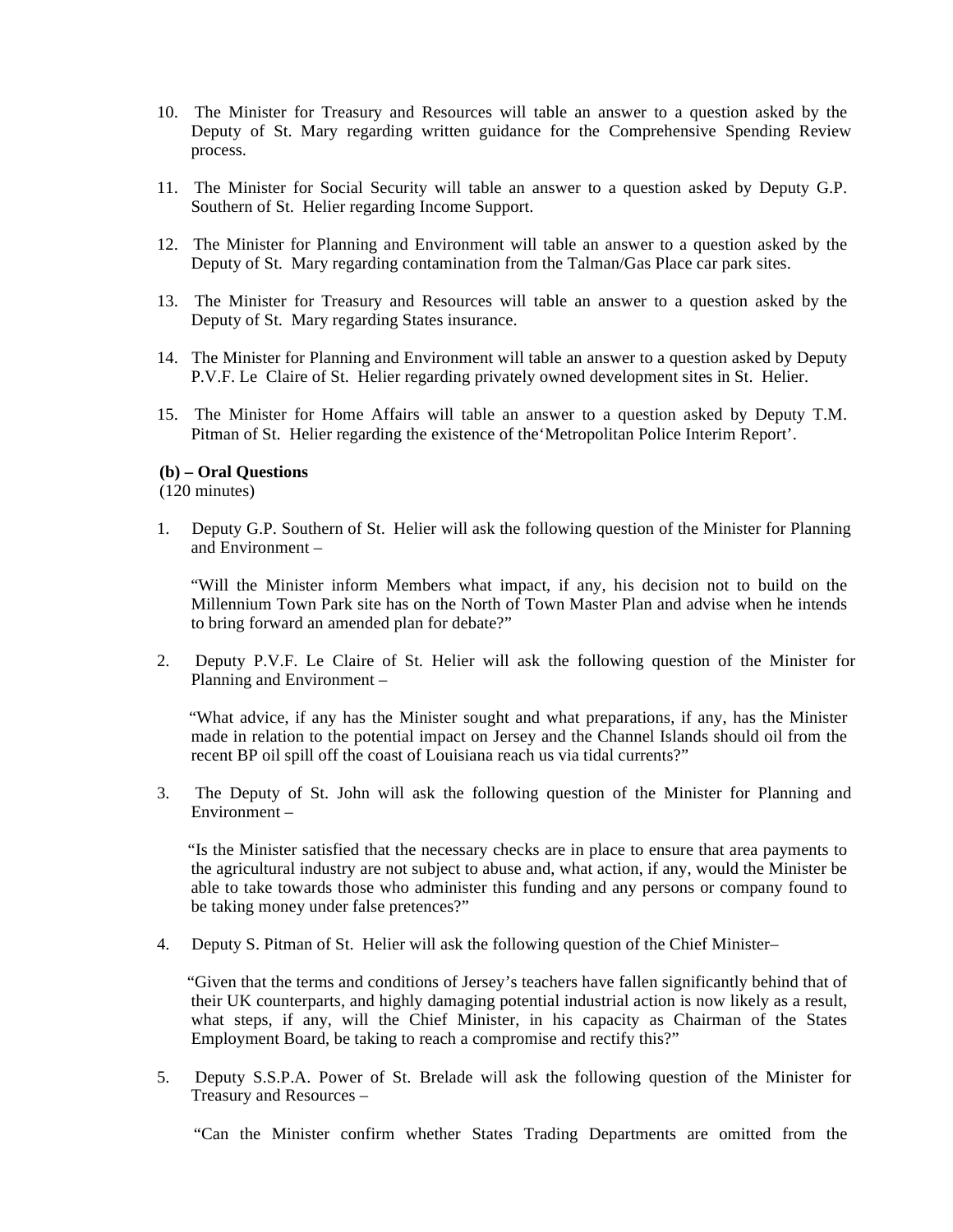10. The Minister for Treasury and Resources will table an answer to a question asked by the Deputy of St. Mary regarding written guidance for the Comprehensive Spending Review process.

11. The Minister for Social Security will table an answer to a question asked by Deputy G.P. Southern of St. Helier regarding Income Support.

12. The Minister for Planning and Environment will table an answer to a question asked by the Deputy of St. Mary regarding contamination from the Talman/Gas Place car park sites.

13. The Minister for Treasury and Resources will table an answer to a question asked by the Deputy of St. Mary regarding States insurance.

14. The Minister for Planning and Environment will table an answer to a question asked by Deputy P.V.F. Le Claire of St. Helier regarding privately owned development sites in St. Helier.

15. The Minister for Home Affairs will table an answer to a question asked by Deputy T.M. Pitman of St. Helier regarding the existence of the'Metropolitan Police Interim Report'.

**(b) – Oral Questions**
(120 minutes)

1. Deputy G.P. Southern of St. Helier will ask the following question of the Minister for Planning and Environment –

   "Will the Minister inform Members what impact, if any, his decision not to build on the Millennium Town Park site has on the North of Town Master Plan and advise when he intends to bring forward an amended plan for debate?"

2. Deputy P.V.F. Le Claire of St. Helier will ask the following question of the Minister for Planning and Environment –

   "What advice, if any has the Minister sought and what preparations, if any, has the Minister made in relation to the potential impact on Jersey and the Channel Islands should oil from the recent BP oil spill off the coast of Louisiana reach us via tidal currents?"

3. The Deputy of St. John will ask the following question of the Minister for Planning and Environment –

   "Is the Minister satisfied that the necessary checks are in place to ensure that area payments to the agricultural industry are not subject to abuse and, what action, if any, would the Minister be able to take towards those who administer this funding and any persons or company found to be taking money under false pretences?"

4. Deputy S. Pitman of St. Helier will ask the following question of the Chief Minister–

   "Given that the terms and conditions of Jersey's teachers have fallen significantly behind that of their UK counterparts, and highly damaging potential industrial action is now likely as a result, what steps, if any, will the Chief Minister, in his capacity as Chairman of the States Employment Board, be taking to reach a compromise and rectify this?"

5. Deputy S.S.P.A. Power of St. Brelade will ask the following question of the Minister for Treasury and Resources –

   "Can the Minister confirm whether States Trading Departments are omitted from the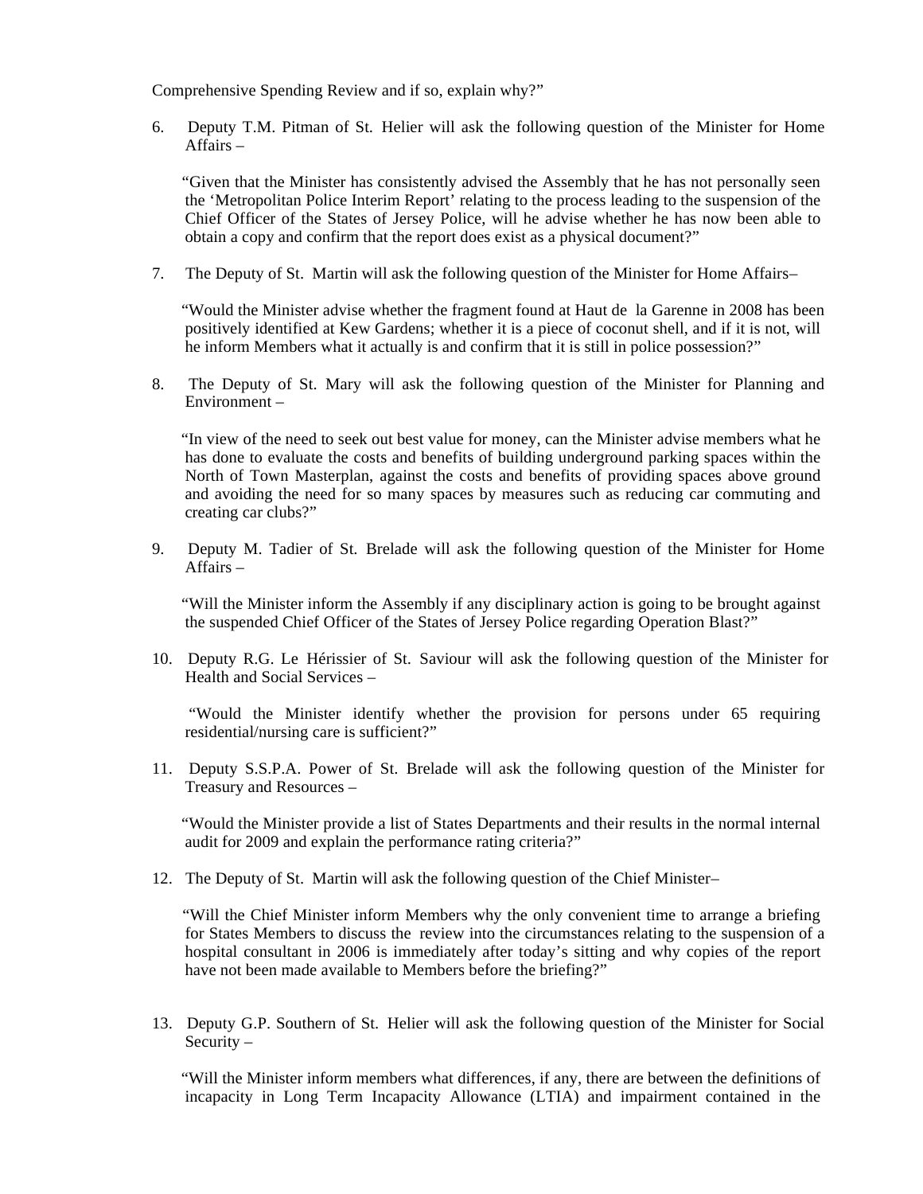Comprehensive Spending Review and if so, explain why?"

6. Deputy T.M. Pitman of St. Helier will ask the following question of the Minister for Home Affairs –

   "Given that the Minister has consistently advised the Assembly that he has not personally seen the 'Metropolitan Police Interim Report' relating to the process leading to the suspension of the Chief Officer of the States of Jersey Police, will he advise whether he has now been able to obtain a copy and confirm that the report does exist as a physical document?"

7. The Deputy of St. Martin will ask the following question of the Minister for Home Affairs–

   "Would the Minister advise whether the fragment found at Haut de la Garenne in 2008 has been positively identified at Kew Gardens; whether it is a piece of coconut shell, and if it is not, will he inform Members what it actually is and confirm that it is still in police possession?"

8. The Deputy of St. Mary will ask the following question of the Minister for Planning and Environment –

   "In view of the need to seek out best value for money, can the Minister advise members what he has done to evaluate the costs and benefits of building underground parking spaces within the North of Town Masterplan, against the costs and benefits of providing spaces above ground and avoiding the need for so many spaces by measures such as reducing car commuting and creating car clubs?"

9. Deputy M. Tadier of St. Brelade will ask the following question of the Minister for Home Affairs –

   "Will the Minister inform the Assembly if any disciplinary action is going to be brought against the suspended Chief Officer of the States of Jersey Police regarding Operation Blast?"

10. Deputy R.G. Le Hérissier of St. Saviour will ask the following question of the Minister for Health and Social Services –

    "Would the Minister identify whether the provision for persons under 65 requiring residential/nursing care is sufficient?"

11. Deputy S.S.P.A. Power of St. Brelade will ask the following question of the Minister for Treasury and Resources –

    "Would the Minister provide a list of States Departments and their results in the normal internal audit for 2009 and explain the performance rating criteria?"

12. The Deputy of St. Martin will ask the following question of the Chief Minister–

    "Will the Chief Minister inform Members why the only convenient time to arrange a briefing for States Members to discuss the review into the circumstances relating to the suspension of a hospital consultant in 2006 is immediately after today's sitting and why copies of the report have not been made available to Members before the briefing?"

13. Deputy G.P. Southern of St. Helier will ask the following question of the Minister for Social Security –

    "Will the Minister inform members what differences, if any, there are between the definitions of incapacity in Long Term Incapacity Allowance (LTIA) and impairment contained in the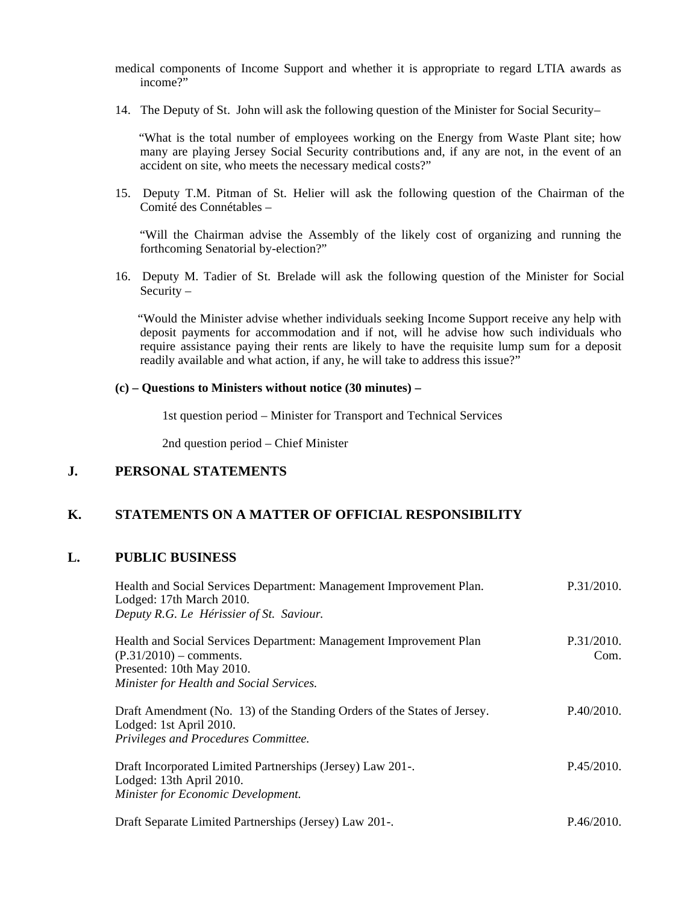medical components of Income Support and whether it is appropriate to regard LTIA awards as income?"

14. The Deputy of St. John will ask the following question of the Minister for Social Security–

    "What is the total number of employees working on the Energy from Waste Plant site; how many are playing Jersey Social Security contributions and, if any are not, in the event of an accident on site, who meets the necessary medical costs?"

15. Deputy T.M. Pitman of St. Helier will ask the following question of the Chairman of the Comité des Connétables –

    "Will the Chairman advise the Assembly of the likely cost of organizing and running the forthcoming Senatorial by-election?"

16. Deputy M. Tadier of St. Brelade will ask the following question of the Minister for Social Security –

    "Would the Minister advise whether individuals seeking Income Support receive any help with deposit payments for accommodation and if not, will he advise how such individuals who require assistance paying their rents are likely to have the requisite lump sum for a deposit readily available and what action, if any, he will take to address this issue?"

**(c) – Questions to Ministers without notice (30 minutes) –**

1st question period – Minister for Transport and Technical Services

2nd question period – Chief Minister

## J. PERSONAL STATEMENTS

## K. STATEMENTS ON A MATTER OF OFFICIAL RESPONSIBILITY

## L. PUBLIC BUSINESS

Health and Social Services Department: Management Improvement Plan. — P.31/2010.
Lodged: 17th March 2010.
*Deputy R.G. Le Hérissier of St. Saviour.*

Health and Social Services Department: Management Improvement Plan (P.31/2010) – comments. — P.31/2010. Com.
Presented: 10th May 2010.
*Minister for Health and Social Services.*

Draft Amendment (No. 13) of the Standing Orders of the States of Jersey. — P.40/2010.
Lodged: 1st April 2010.
*Privileges and Procedures Committee.*

Draft Incorporated Limited Partnerships (Jersey) Law 201-. — P.45/2010.
Lodged: 13th April 2010.
*Minister for Economic Development.*

Draft Separate Limited Partnerships (Jersey) Law 201-. — P.46/2010.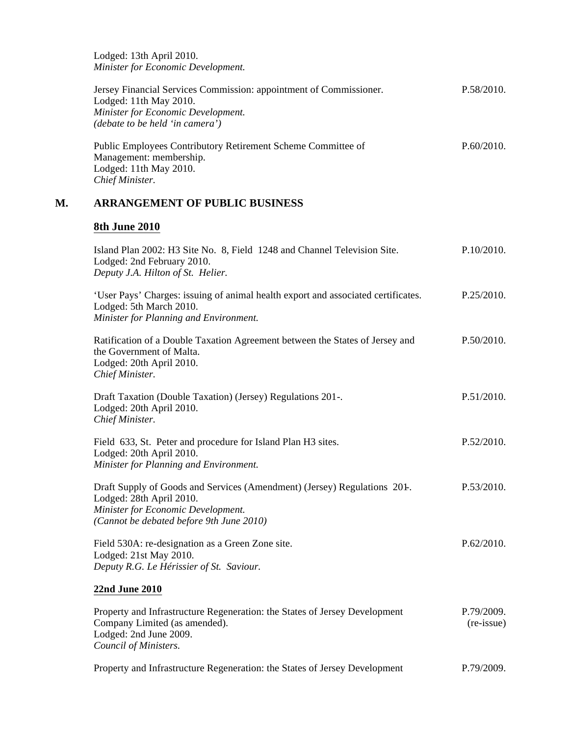Lodged: 13th April 2010.
*Minister for Economic Development.*

Jersey Financial Services Commission: appointment of Commissioner. P.58/2010.
Lodged: 11th May 2010.
*Minister for Economic Development.*
*(debate to be held 'in camera')*

Public Employees Contributory Retirement Scheme Committee of Management: membership. P.60/2010.
Lodged: 11th May 2010.
*Chief Minister.*

## M. ARRANGEMENT OF PUBLIC BUSINESS

### **8th June 2010**

Island Plan 2002: H3 Site No. 8, Field 1248 and Channel Television Site. P.10/2010.
Lodged: 2nd February 2010.
*Deputy J.A. Hilton of St. Helier.*

'User Pays' Charges: issuing of animal health export and associated certificates. P.25/2010.
Lodged: 5th March 2010.
*Minister for Planning and Environment.*

Ratification of a Double Taxation Agreement between the States of Jersey and the Government of Malta. P.50/2010.
Lodged: 20th April 2010.
*Chief Minister.*

Draft Taxation (Double Taxation) (Jersey) Regulations 201-. P.51/2010.
Lodged: 20th April 2010.
*Chief Minister.*

Field 633, St. Peter and procedure for Island Plan H3 sites. P.52/2010.
Lodged: 20th April 2010.
*Minister for Planning and Environment.*

Draft Supply of Goods and Services (Amendment) (Jersey) Regulations 201-. P.53/2010.
Lodged: 28th April 2010.
*Minister for Economic Development.*
*(Cannot be debated before 9th June 2010)*

Field 530A: re-designation as a Green Zone site. P.62/2010.
Lodged: 21st May 2010.
*Deputy R.G. Le Hérissier of St. Saviour.*

### **22nd June 2010**

Property and Infrastructure Regeneration: the States of Jersey Development Company Limited (as amended). P.79/2009. (re-issue)
Lodged: 2nd June 2009.
*Council of Ministers.*

Property and Infrastructure Regeneration: the States of Jersey Development P.79/2009.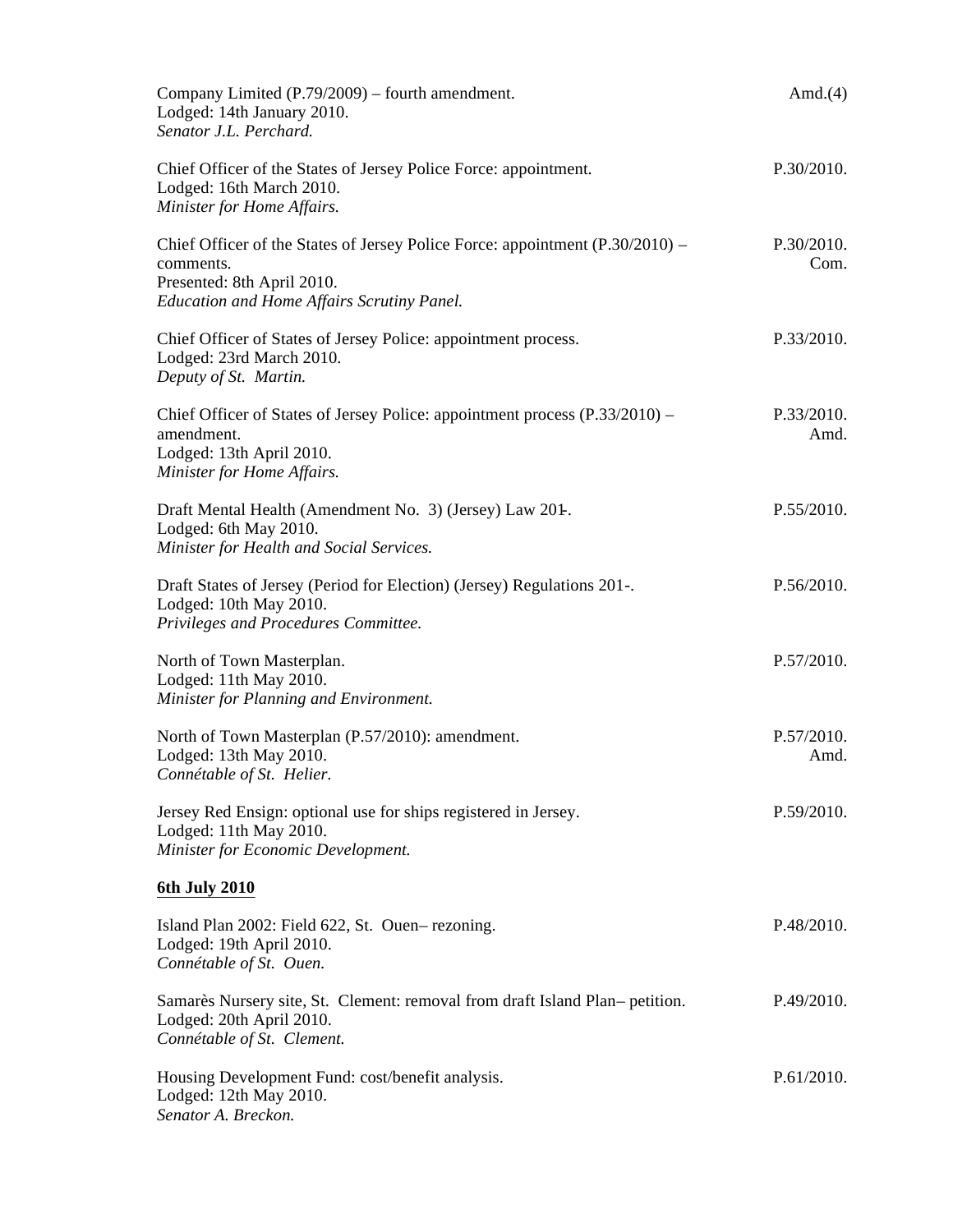Company Limited (P.79/2009) – fourth amendment. Amd.(4)
Lodged: 14th January 2010.
*Senator J.L. Perchard.*

Chief Officer of the States of Jersey Police Force: appointment. P.30/2010.
Lodged: 16th March 2010.
*Minister for Home Affairs.*

Chief Officer of the States of Jersey Police Force: appointment (P.30/2010) – comments. P.30/2010. Com.
Presented: 8th April 2010.
*Education and Home Affairs Scrutiny Panel.*

Chief Officer of States of Jersey Police: appointment process. P.33/2010.
Lodged: 23rd March 2010.
*Deputy of St. Martin.*

Chief Officer of States of Jersey Police: appointment process (P.33/2010) – amendment. P.33/2010. Amd.
Lodged: 13th April 2010.
*Minister for Home Affairs.*

Draft Mental Health (Amendment No. 3) (Jersey) Law 201-. P.55/2010.
Lodged: 6th May 2010.
*Minister for Health and Social Services.*

Draft States of Jersey (Period for Election) (Jersey) Regulations 201-. P.56/2010.
Lodged: 10th May 2010.
*Privileges and Procedures Committee.*

North of Town Masterplan. P.57/2010.
Lodged: 11th May 2010.
*Minister for Planning and Environment.*

North of Town Masterplan (P.57/2010): amendment. P.57/2010. Amd.
Lodged: 13th May 2010.
*Connétable of St. Helier.*

Jersey Red Ensign: optional use for ships registered in Jersey. P.59/2010.
Lodged: 11th May 2010.
*Minister for Economic Development.*

**6th July 2010**

Island Plan 2002: Field 622, St. Ouen– rezoning. P.48/2010.
Lodged: 19th April 2010.
*Connétable of St. Ouen.*

Samarès Nursery site, St. Clement: removal from draft Island Plan– petition. P.49/2010.
Lodged: 20th April 2010.
*Connétable of St. Clement.*

Housing Development Fund: cost/benefit analysis. P.61/2010.
Lodged: 12th May 2010.
*Senator A. Breckon.*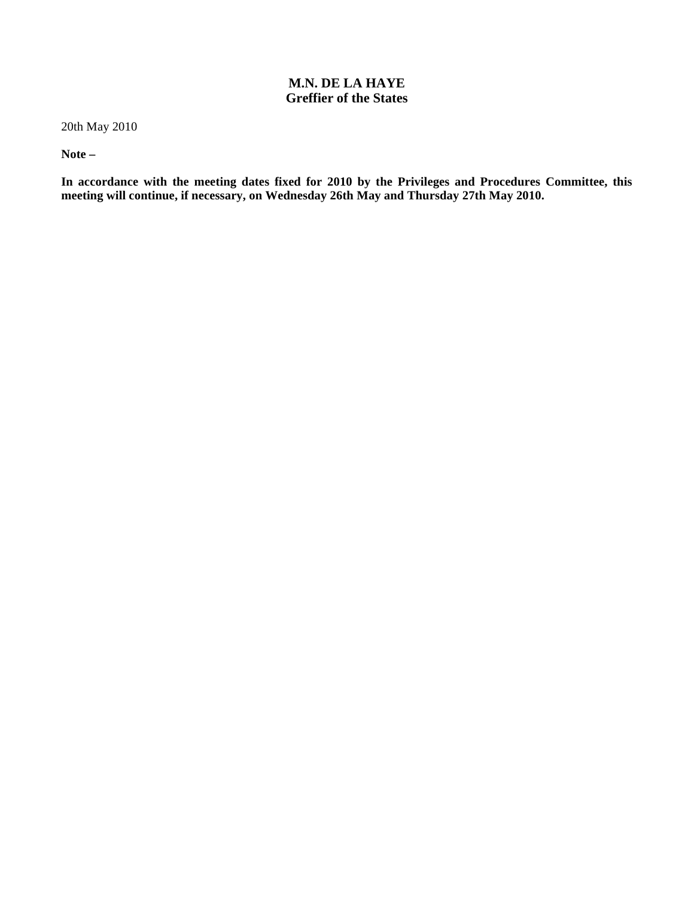**M.N. DE LA HAYE**
**Greffier of the States**

20th May 2010

**Note –**

**In accordance with the meeting dates fixed for 2010 by the Privileges and Procedures Committee, this meeting will continue, if necessary, on Wednesday 26th May and Thursday 27th May 2010.**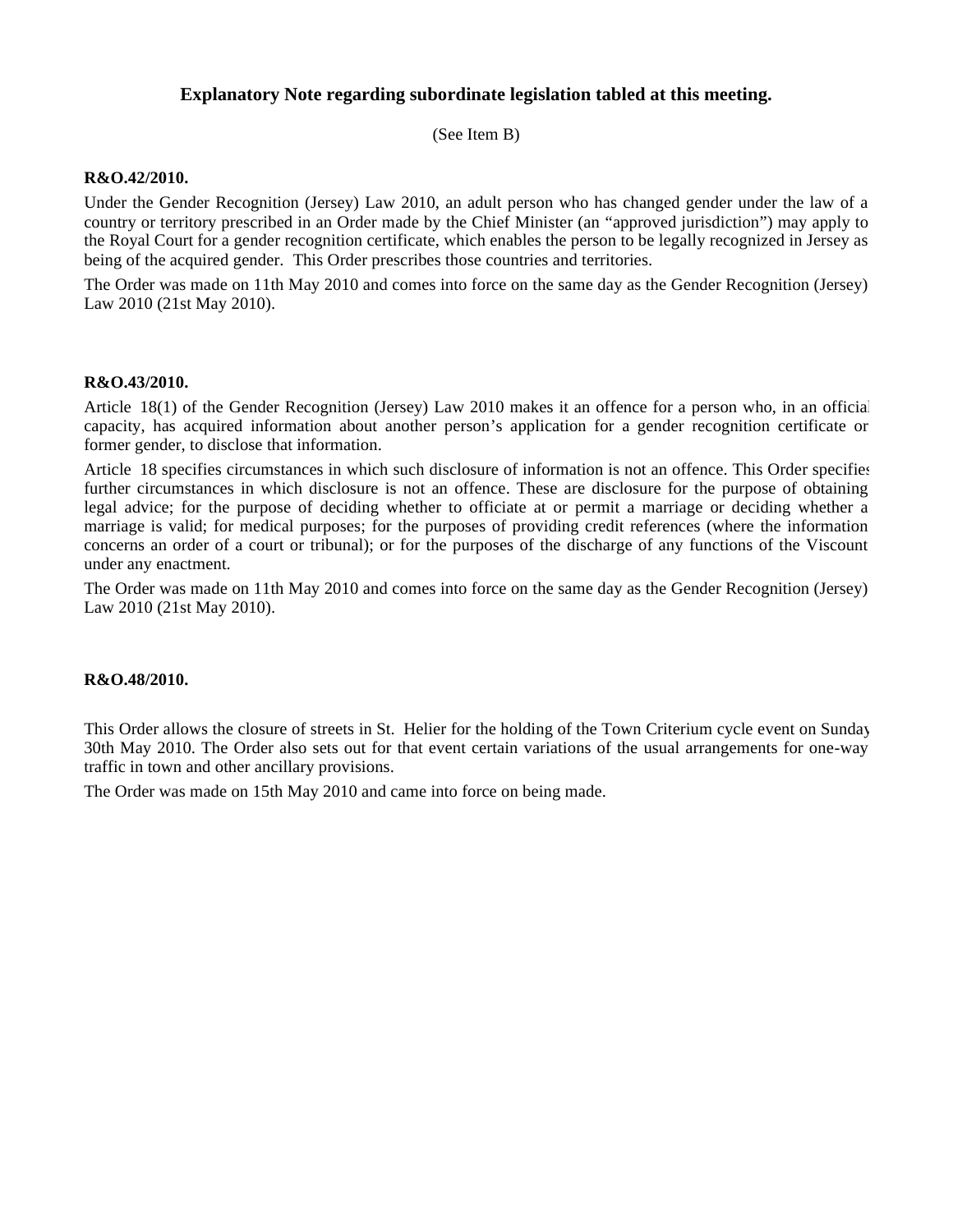## Explanatory Note regarding subordinate legislation tabled at this meeting.

(See Item B)

**R&O.42/2010.**

Under the Gender Recognition (Jersey) Law 2010, an adult person who has changed gender under the law of a country or territory prescribed in an Order made by the Chief Minister (an "approved jurisdiction") may apply to the Royal Court for a gender recognition certificate, which enables the person to be legally recognized in Jersey as being of the acquired gender. This Order prescribes those countries and territories.

The Order was made on 11th May 2010 and comes into force on the same day as the Gender Recognition (Jersey) Law 2010 (21st May 2010).

**R&O.43/2010.**

Article 18(1) of the Gender Recognition (Jersey) Law 2010 makes it an offence for a person who, in an official capacity, has acquired information about another person's application for a gender recognition certificate or former gender, to disclose that information.

Article 18 specifies circumstances in which such disclosure of information is not an offence. This Order specifies further circumstances in which disclosure is not an offence. These are disclosure for the purpose of obtaining legal advice; for the purpose of deciding whether to officiate at or permit a marriage or deciding whether a marriage is valid; for medical purposes; for the purposes of providing credit references (where the information concerns an order of a court or tribunal); or for the purposes of the discharge of any functions of the Viscount under any enactment.

The Order was made on 11th May 2010 and comes into force on the same day as the Gender Recognition (Jersey) Law 2010 (21st May 2010).

**R&O.48/2010.**

This Order allows the closure of streets in St. Helier for the holding of the Town Criterium cycle event on Sunday 30th May 2010. The Order also sets out for that event certain variations of the usual arrangements for one-way traffic in town and other ancillary provisions.

The Order was made on 15th May 2010 and came into force on being made.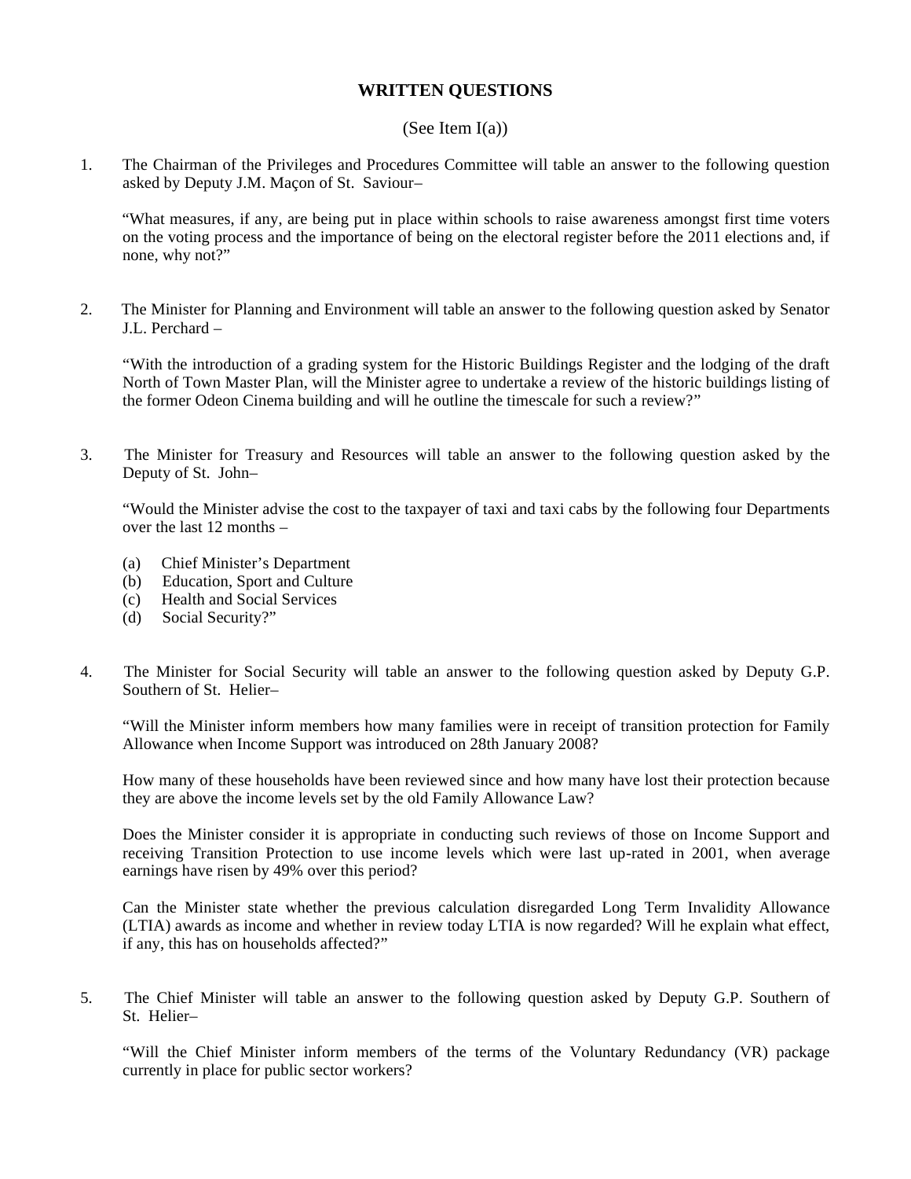## WRITTEN QUESTIONS

(See Item I(a))

1. The Chairman of the Privileges and Procedures Committee will table an answer to the following question asked by Deputy J.M. Maçon of St. Saviour–

   "What measures, if any, are being put in place within schools to raise awareness amongst first time voters on the voting process and the importance of being on the electoral register before the 2011 elections and, if none, why not?"

2. The Minister for Planning and Environment will table an answer to the following question asked by Senator J.L. Perchard –

   "With the introduction of a grading system for the Historic Buildings Register and the lodging of the draft North of Town Master Plan, will the Minister agree to undertake a review of the historic buildings listing of the former Odeon Cinema building and will he outline the timescale for such a review?"

3. The Minister for Treasury and Resources will table an answer to the following question asked by the Deputy of St. John–

   "Would the Minister advise the cost to the taxpayer of taxi and taxi cabs by the following four Departments over the last 12 months –

   (a) Chief Minister's Department
   (b) Education, Sport and Culture
   (c) Health and Social Services
   (d) Social Security?"

4. The Minister for Social Security will table an answer to the following question asked by Deputy G.P. Southern of St. Helier–

   "Will the Minister inform members how many families were in receipt of transition protection for Family Allowance when Income Support was introduced on 28th January 2008?

   How many of these households have been reviewed since and how many have lost their protection because they are above the income levels set by the old Family Allowance Law?

   Does the Minister consider it is appropriate in conducting such reviews of those on Income Support and receiving Transition Protection to use income levels which were last up-rated in 2001, when average earnings have risen by 49% over this period?

   Can the Minister state whether the previous calculation disregarded Long Term Invalidity Allowance (LTIA) awards as income and whether in review today LTIA is now regarded? Will he explain what effect, if any, this has on households affected?"

5. The Chief Minister will table an answer to the following question asked by Deputy G.P. Southern of St. Helier–

   "Will the Chief Minister inform members of the terms of the Voluntary Redundancy (VR) package currently in place for public sector workers?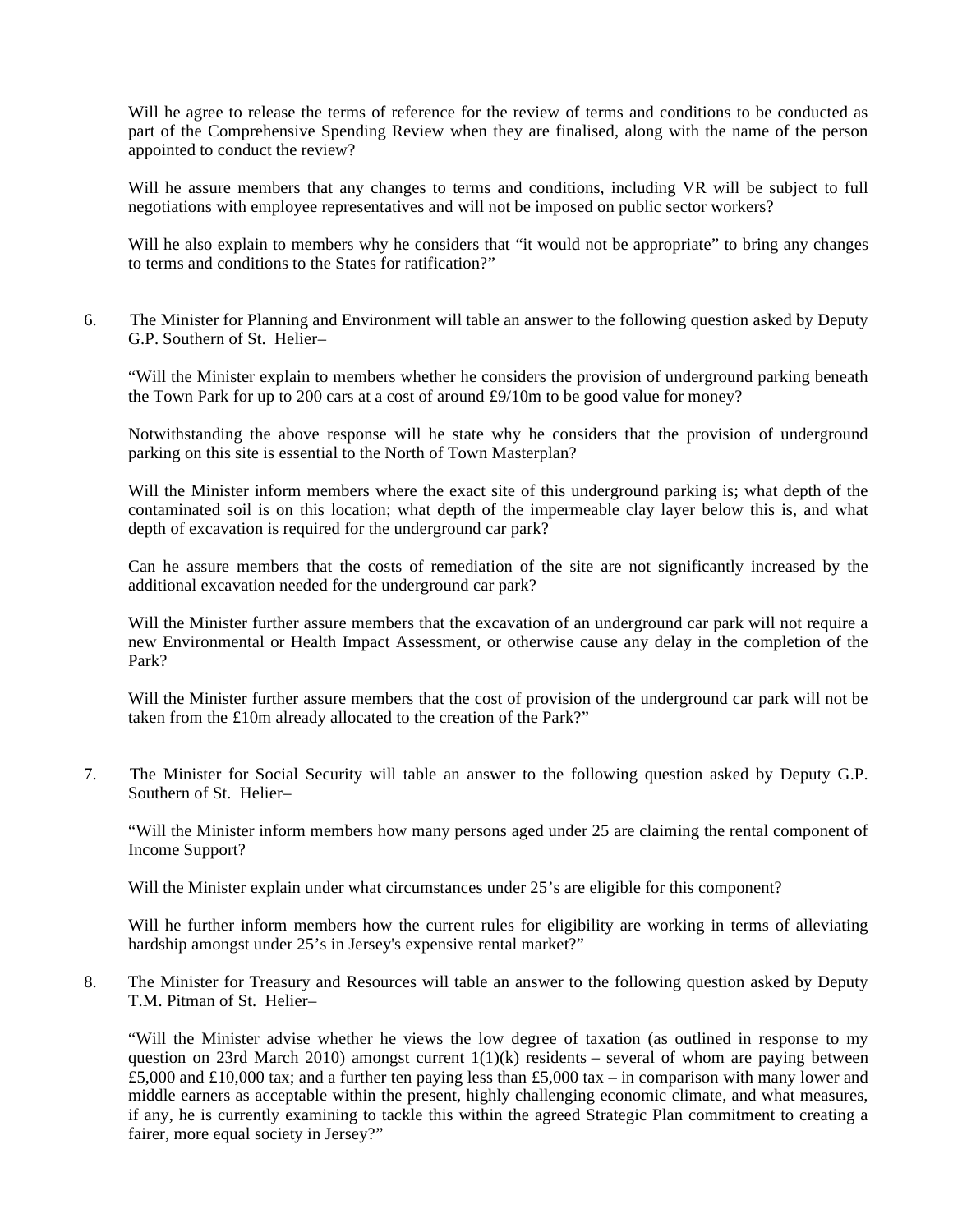Will he agree to release the terms of reference for the review of terms and conditions to be conducted as part of the Comprehensive Spending Review when they are finalised, along with the name of the person appointed to conduct the review?

Will he assure members that any changes to terms and conditions, including VR will be subject to full negotiations with employee representatives and will not be imposed on public sector workers?

Will he also explain to members why he considers that "it would not be appropriate" to bring any changes to terms and conditions to the States for ratification?"

6. The Minister for Planning and Environment will table an answer to the following question asked by Deputy G.P. Southern of St. Helier–

"Will the Minister explain to members whether he considers the provision of underground parking beneath the Town Park for up to 200 cars at a cost of around £9/10m to be good value for money?

Notwithstanding the above response will he state why he considers that the provision of underground parking on this site is essential to the North of Town Masterplan?

Will the Minister inform members where the exact site of this underground parking is; what depth of the contaminated soil is on this location; what depth of the impermeable clay layer below this is, and what depth of excavation is required for the underground car park?

Can he assure members that the costs of remediation of the site are not significantly increased by the additional excavation needed for the underground car park?

Will the Minister further assure members that the excavation of an underground car park will not require a new Environmental or Health Impact Assessment, or otherwise cause any delay in the completion of the Park?

Will the Minister further assure members that the cost of provision of the underground car park will not be taken from the £10m already allocated to the creation of the Park?"

7. The Minister for Social Security will table an answer to the following question asked by Deputy G.P. Southern of St. Helier–

"Will the Minister inform members how many persons aged under 25 are claiming the rental component of Income Support?

Will the Minister explain under what circumstances under 25's are eligible for this component?

Will he further inform members how the current rules for eligibility are working in terms of alleviating hardship amongst under 25's in Jersey's expensive rental market?"

8. The Minister for Treasury and Resources will table an answer to the following question asked by Deputy T.M. Pitman of St. Helier–

"Will the Minister advise whether he views the low degree of taxation (as outlined in response to my question on 23rd March 2010) amongst current 1(1)(k) residents – several of whom are paying between £5,000 and £10,000 tax; and a further ten paying less than £5,000 tax – in comparison with many lower and middle earners as acceptable within the present, highly challenging economic climate, and what measures, if any, he is currently examining to tackle this within the agreed Strategic Plan commitment to creating a fairer, more equal society in Jersey?"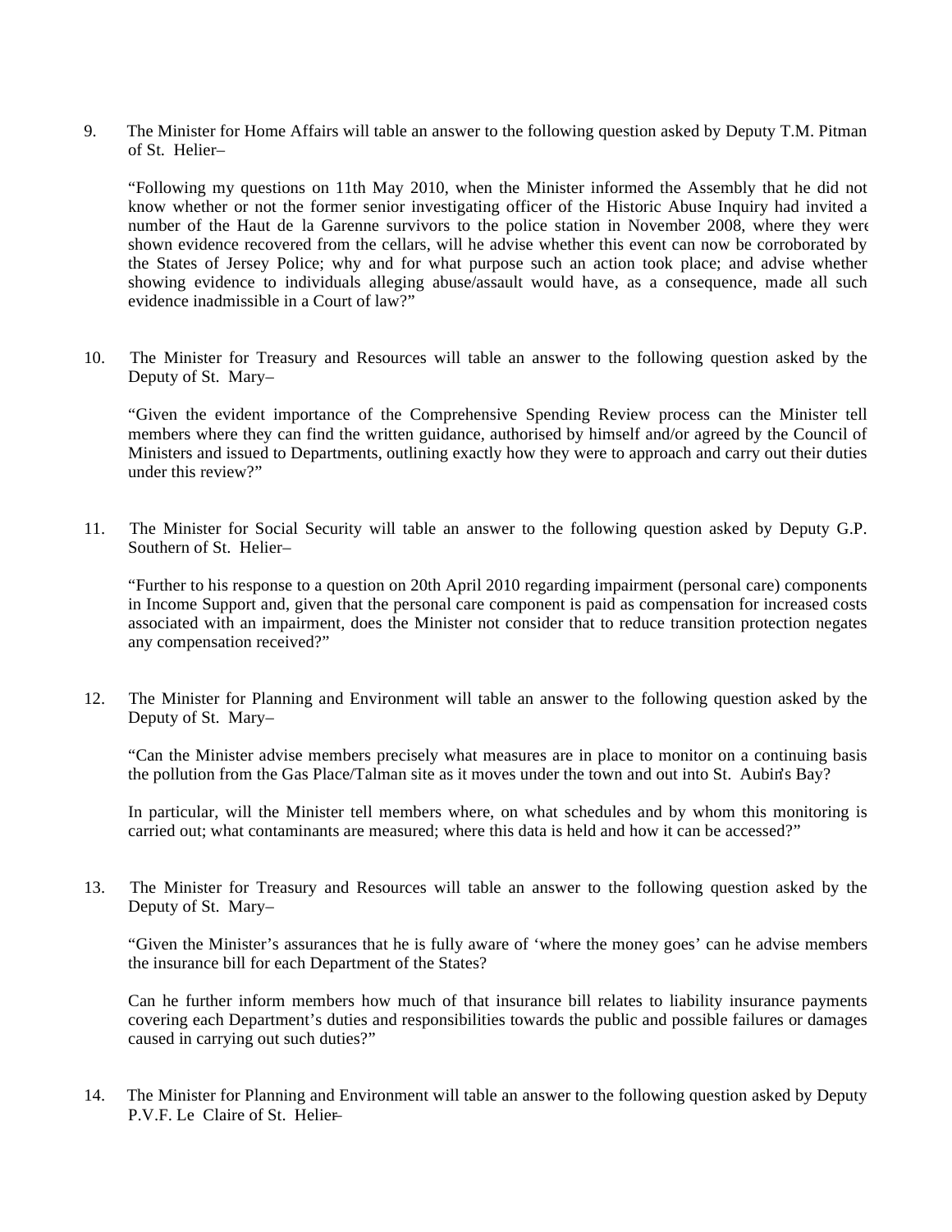9. The Minister for Home Affairs will table an answer to the following question asked by Deputy T.M. Pitman of St. Helier–

   "Following my questions on 11th May 2010, when the Minister informed the Assembly that he did not know whether or not the former senior investigating officer of the Historic Abuse Inquiry had invited a number of the Haut de la Garenne survivors to the police station in November 2008, where they were shown evidence recovered from the cellars, will he advise whether this event can now be corroborated by the States of Jersey Police; why and for what purpose such an action took place; and advise whether showing evidence to individuals alleging abuse/assault would have, as a consequence, made all such evidence inadmissible in a Court of law?"

10. The Minister for Treasury and Resources will table an answer to the following question asked by the Deputy of St. Mary–

    "Given the evident importance of the Comprehensive Spending Review process can the Minister tell members where they can find the written guidance, authorised by himself and/or agreed by the Council of Ministers and issued to Departments, outlining exactly how they were to approach and carry out their duties under this review?"

11. The Minister for Social Security will table an answer to the following question asked by Deputy G.P. Southern of St. Helier–

    "Further to his response to a question on 20th April 2010 regarding impairment (personal care) components in Income Support and, given that the personal care component is paid as compensation for increased costs associated with an impairment, does the Minister not consider that to reduce transition protection negates any compensation received?"

12. The Minister for Planning and Environment will table an answer to the following question asked by the Deputy of St. Mary–

    "Can the Minister advise members precisely what measures are in place to monitor on a continuing basis the pollution from the Gas Place/Talman site as it moves under the town and out into St. Aubin's Bay?

    In particular, will the Minister tell members where, on what schedules and by whom this monitoring is carried out; what contaminants are measured; where this data is held and how it can be accessed?"

13. The Minister for Treasury and Resources will table an answer to the following question asked by the Deputy of St. Mary–

    "Given the Minister's assurances that he is fully aware of 'where the money goes' can he advise members the insurance bill for each Department of the States?

    Can he further inform members how much of that insurance bill relates to liability insurance payments covering each Department's duties and responsibilities towards the public and possible failures or damages caused in carrying out such duties?"

14. The Minister for Planning and Environment will table an answer to the following question asked by Deputy P.V.F. Le Claire of St. Helier–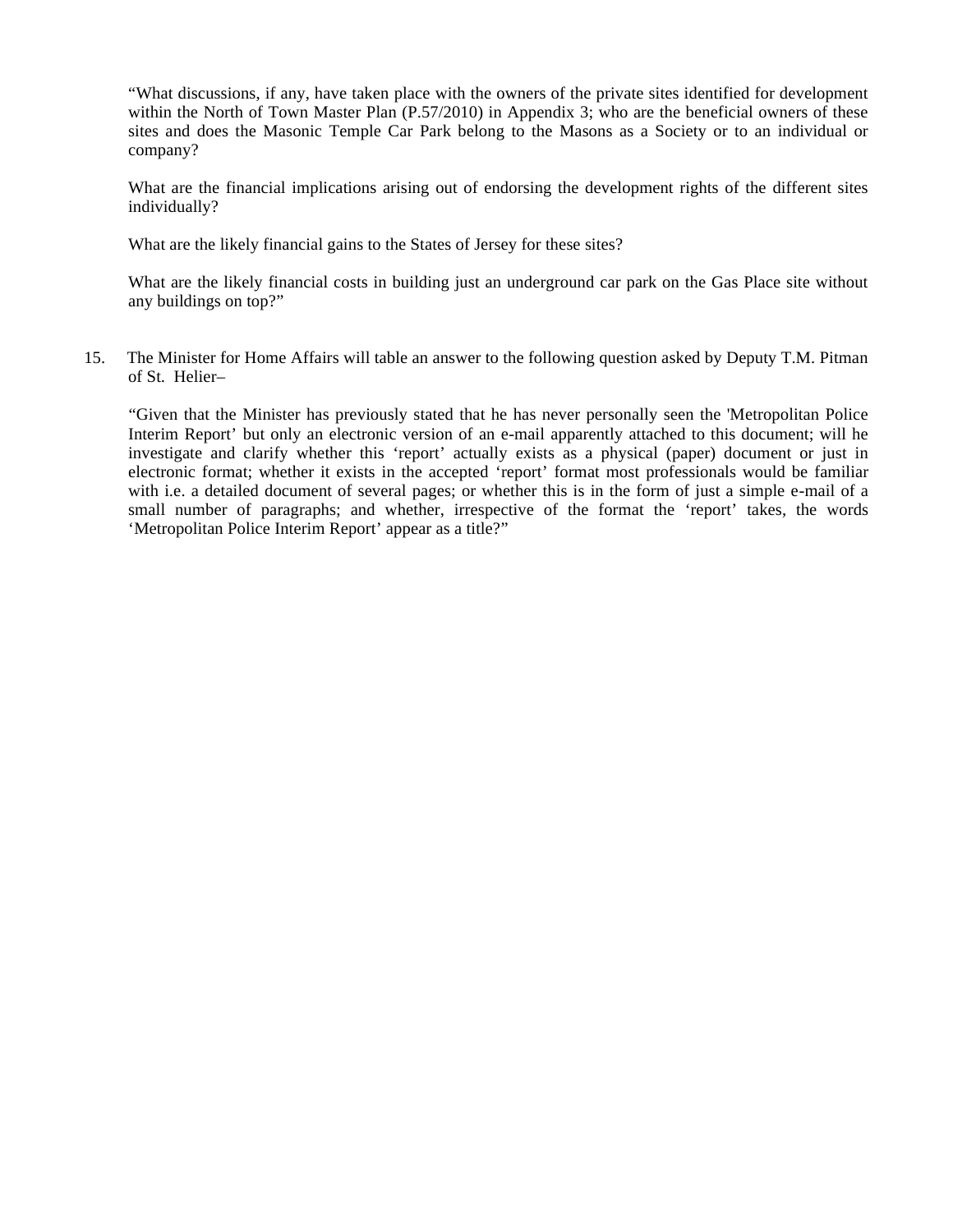"What discussions, if any, have taken place with the owners of the private sites identified for development within the North of Town Master Plan (P.57/2010) in Appendix 3; who are the beneficial owners of these sites and does the Masonic Temple Car Park belong to the Masons as a Society or to an individual or company?

What are the financial implications arising out of endorsing the development rights of the different sites individually?

What are the likely financial gains to the States of Jersey for these sites?

What are the likely financial costs in building just an underground car park on the Gas Place site without any buildings on top?"

15. The Minister for Home Affairs will table an answer to the following question asked by Deputy T.M. Pitman of St. Helier–

"Given that the Minister has previously stated that he has never personally seen the 'Metropolitan Police Interim Report' but only an electronic version of an e-mail apparently attached to this document; will he investigate and clarify whether this 'report' actually exists as a physical (paper) document or just in electronic format; whether it exists in the accepted 'report' format most professionals would be familiar with i.e. a detailed document of several pages; or whether this is in the form of just a simple e-mail of a small number of paragraphs; and whether, irrespective of the format the 'report' takes, the words 'Metropolitan Police Interim Report' appear as a title?"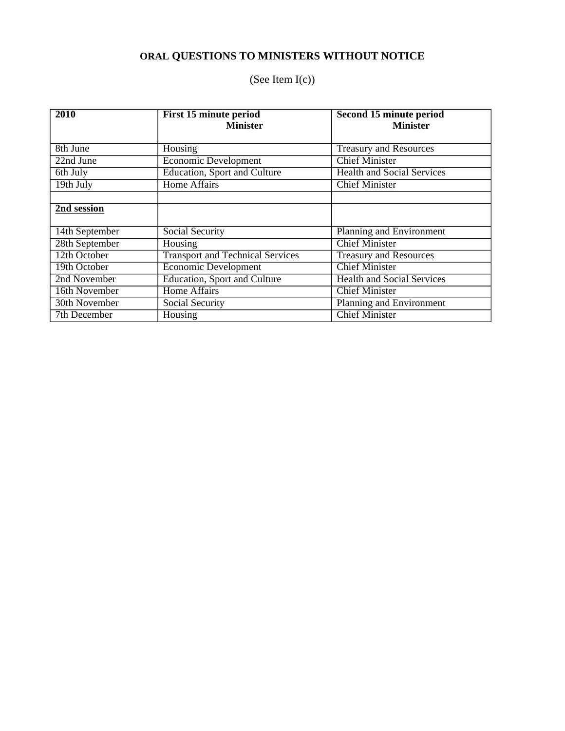## ORAL QUESTIONS TO MINISTERS WITHOUT NOTICE

(See Item I(c))

| **2010** | **First 15 minute period Minister** | **Second 15 minute period Minister** |
|---|---|---|
| 8th June | Housing | Treasury and Resources |
| 22nd June | Economic Development | Chief Minister |
| 6th July | Education, Sport and Culture | Health and Social Services |
| 19th July | Home Affairs | Chief Minister |
| | | |
| **2nd session** | | |
| 14th September | Social Security | Planning and Environment |
| 28th September | Housing | Chief Minister |
| 12th October | Transport and Technical Services | Treasury and Resources |
| 19th October | Economic Development | Chief Minister |
| 2nd November | Education, Sport and Culture | Health and Social Services |
| 16th November | Home Affairs | Chief Minister |
| 30th November | Social Security | Planning and Environment |
| 7th December | Housing | Chief Minister |